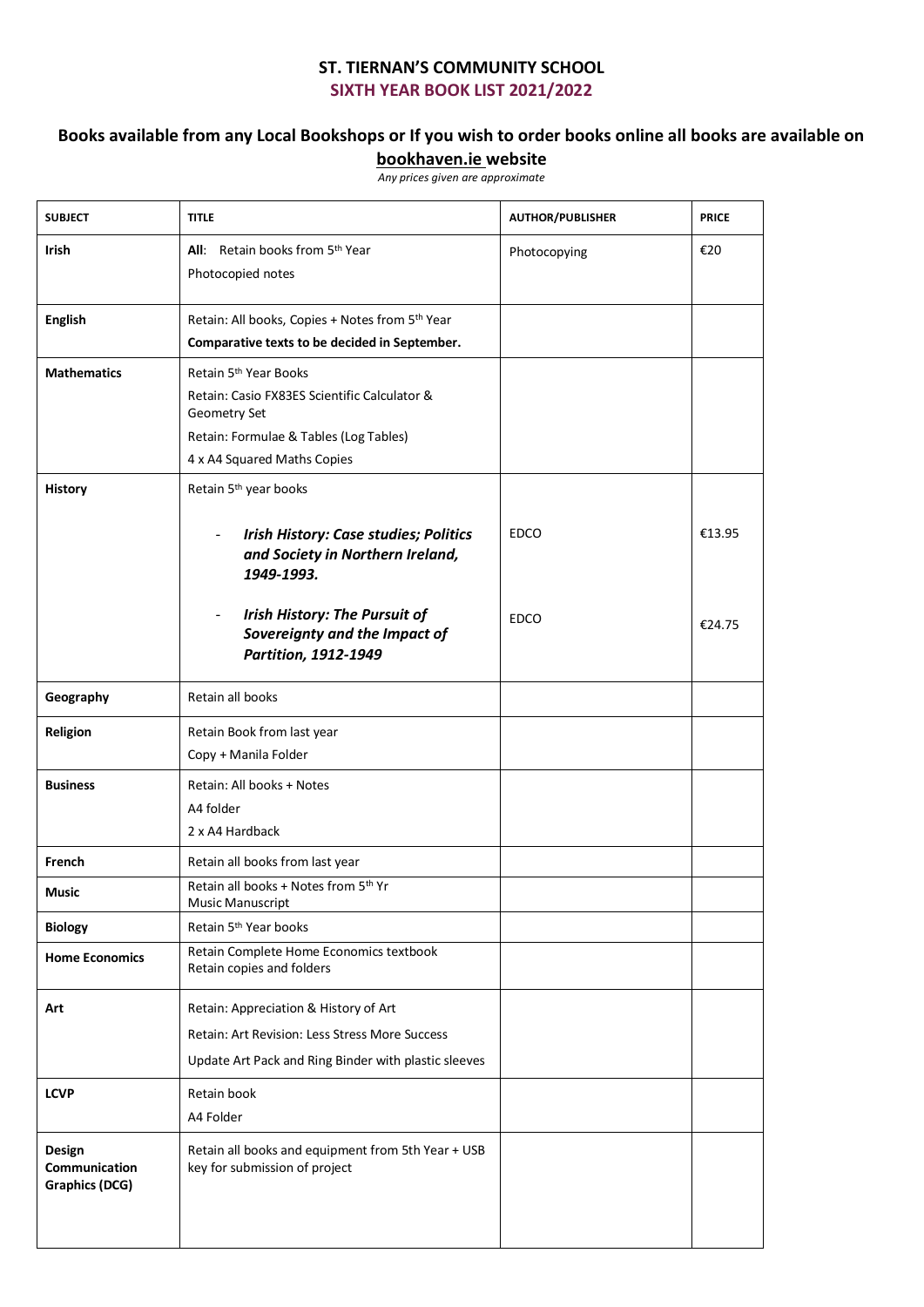# ST. TIERNAN'S COMMUNITY SCHOOL

## SIXTH YEAR BOOK LIST 2021/2022

### Books available from any Local Bookshops or If you wish to order books online all books are available on bookhaven.ie website

*Any prices given are approximate*

| SUBJECT | TITLE | AUTHOR/PUBLISHER | PRICE |
|---|---|---|---|
| **Irish** | **All**: Retain books from 5th Year<br>Photocopied notes | Photocopying | €20 |
| **English** | Retain: All books, Copies + Notes from 5th Year<br>**Comparative texts to be decided in September.** | | |
| **Mathematics** | Retain 5th Year Books<br>Retain: Casio FX83ES Scientific Calculator & Geometry Set<br>Retain: Formulae & Tables (Log Tables)<br>4 x A4 Squared Maths Copies | | |
| **History** | Retain 5th year books<br>- ***Irish History: Case studies; Politics and Society in Northern Ireland, 1949-1993.***<br>- ***Irish History: The Pursuit of Sovereignty and the Impact of Partition, 1912-1949*** | <br>EDCO<br>EDCO | <br>€13.95<br>€24.75 |
| **Geography** | Retain all books | | |
| **Religion** | Retain Book from last year<br>Copy + Manila Folder | | |
| **Business** | Retain: All books + Notes<br>A4 folder<br>2 x A4 Hardback | | |
| **French** | Retain all books from last year | | |
| **Music** | Retain all books + Notes from 5th Yr<br>Music Manuscript | | |
| **Biology** | Retain 5th Year books | | |
| **Home Economics** | Retain Complete Home Economics textbook<br>Retain copies and folders | | |
| **Art** | Retain: Appreciation & History of Art<br>Retain: Art Revision: Less Stress More Success<br>Update Art Pack and Ring Binder with plastic sleeves | | |
| **LCVP** | Retain book<br>A4 Folder | | |
| **Design Communication Graphics (DCG)** | Retain all books and equipment from 5th Year + USB key for submission of project | | |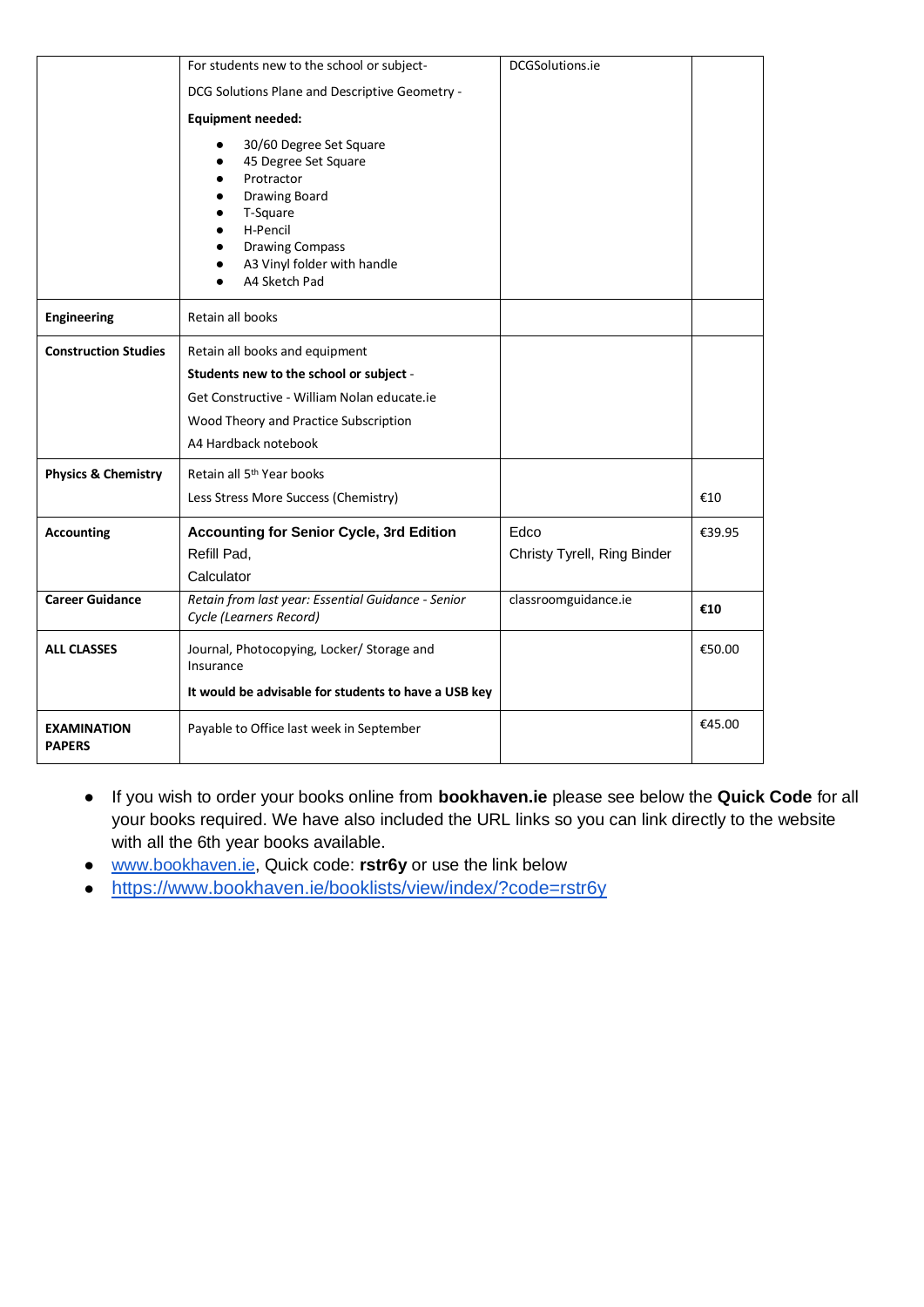| | | | |
|---|---|---|---|
| | For students new to the school or subject-<br>DCG Solutions Plane and Descriptive Geometry -<br>**Equipment needed:**<br>• 30/60 Degree Set Square<br>• 45 Degree Set Square<br>• Protractor<br>• Drawing Board<br>• T-Square<br>• H-Pencil<br>• Drawing Compass<br>• A3 Vinyl folder with handle<br>• A4 Sketch Pad | DCGSolutions.ie | |
| **Engineering** | Retain all books | | |
| **Construction Studies** | Retain all books and equipment<br>**Students new to the school or subject** -<br>Get Constructive - William Nolan educate.ie<br>Wood Theory and Practice Subscription<br>A4 Hardback notebook | | |
| **Physics & Chemistry** | Retain all 5th Year books<br>Less Stress More Success (Chemistry) | | €10 |
| **Accounting** | **Accounting for Senior Cycle, 3rd Edition**<br>Refill Pad,<br>Calculator | Edco<br>Christy Tyrell, Ring Binder | €39.95 |
| **Career Guidance** | *Retain from last year: Essential Guidance - Senior Cycle (Learners Record)* | classroomguidance.ie | **€10** |
| **ALL CLASSES** | Journal, Photocopying, Locker/ Storage and Insurance<br>**It would be advisable for students to have a USB key** | | €50.00 |
| **EXAMINATION PAPERS** | Payable to Office last week in September | | €45.00 |

- If you wish to order your books online from **bookhaven.ie** please see below the **Quick Code** for all your books required. We have also included the URL links so you can link directly to the website with all the 6th year books available.
- www.bookhaven.ie, Quick code: **rstr6y** or use the link below
- https://www.bookhaven.ie/booklists/view/index/?code=rstr6y